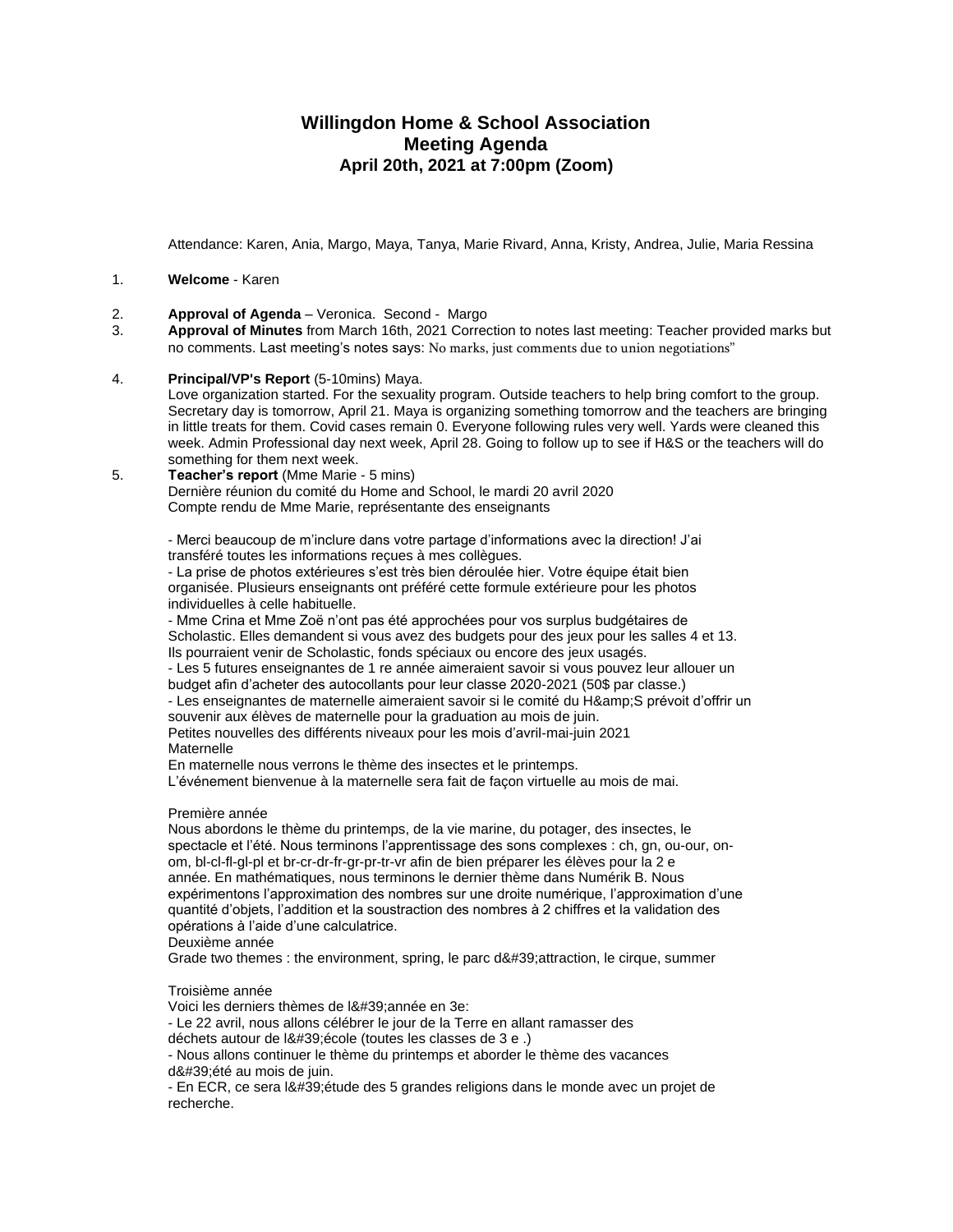# Willingdon Home & School Association
## Meeting Agenda
### April 20th, 2021 at 7:00pm (Zoom)

Attendance: Karen, Ania, Margo, Maya, Tanya, Marie Rivard, Anna, Kristy, Andrea, Julie, Maria Ressina

1. **Welcome** - Karen

2. **Approval of Agenda** – Veronica. Second - Margo
3. **Approval of Minutes** from March 16th, 2021 Correction to notes last meeting: Teacher provided marks but no comments. Last meeting's notes says: No marks, just comments due to union negotiations"

4. **Principal/VP's Report** (5-10mins) Maya.
   Love organization started. For the sexuality program. Outside teachers to help bring comfort to the group. Secretary day is tomorrow, April 21. Maya is organizing something tomorrow and the teachers are bringing in little treats for them. Covid cases remain 0. Everyone following rules very well. Yards were cleaned this week. Admin Professional day next week, April 28. Going to follow up to see if H&S or the teachers will do something for them next week.
5. **Teacher's report** (Mme Marie - 5 mins)
   Dernière réunion du comité du Home and School, le mardi 20 avril 2020
   Compte rendu de Mme Marie, représentante des enseignants

   - Merci beaucoup de m'inclure dans votre partage d'informations avec la direction! J'ai transféré toutes les informations reçues à mes collègues.
   - La prise de photos extérieures s'est très bien déroulée hier. Votre équipe était bien organisée. Plusieurs enseignants ont préféré cette formule extérieure pour les photos individuelles à celle habituelle.
   - Mme Crina et Mme Zoë n'ont pas été approchées pour vos surplus budgétaires de Scholastic. Elles demandent si vous avez des budgets pour des jeux pour les salles 4 et 13. Ils pourraient venir de Scholastic, fonds spéciaux ou encore des jeux usagés.
   - Les 5 futures enseignantes de 1 re année aimeraient savoir si vous pouvez leur allouer un budget afin d'acheter des autocollants pour leur classe 2020-2021 (50$ par classe.)
   - Les enseignantes de maternelle aimeraient savoir si le comité du H&amp;S prévoit d'offrir un souvenir aux élèves de maternelle pour la graduation au mois de juin.

   Petites nouvelles des différents niveaux pour les mois d'avril-mai-juin 2021

   Maternelle

   En maternelle nous verrons le thème des insectes et le printemps.
   L'événement bienvenue à la maternelle sera fait de façon virtuelle au mois de mai.

   Première année

   Nous abordons le thème du printemps, de la vie marine, du potager, des insectes, le spectacle et l'été. Nous terminons l'apprentissage des sons complexes : ch, gn, ou-our, on-om, bl-cl-fl-gl-pl et br-cr-dr-fr-gr-pr-tr-vr afin de bien préparer les élèves pour la 2 e année. En mathématiques, nous terminons le dernier thème dans Numérik B. Nous expérimentons l'approximation des nombres sur une droite numérique, l'approximation d'une quantité d'objets, l'addition et la soustraction des nombres à 2 chiffres et la validation des opérations à l'aide d'une calculatrice.

   Deuxième année

   Grade two themes : the environment, spring, le parc d&#39;attraction, le cirque, summer

   Troisième année

   Voici les derniers thèmes de l&#39;année en 3e:
   - Le 22 avril, nous allons célébrer le jour de la Terre en allant ramasser des déchets autour de l&#39;école (toutes les classes de 3 e .)
   - Nous allons continuer le thème du printemps et aborder le thème des vacances d&#39;été au mois de juin.
   - En ECR, ce sera l&#39;étude des 5 grandes religions dans le monde avec un projet de recherche.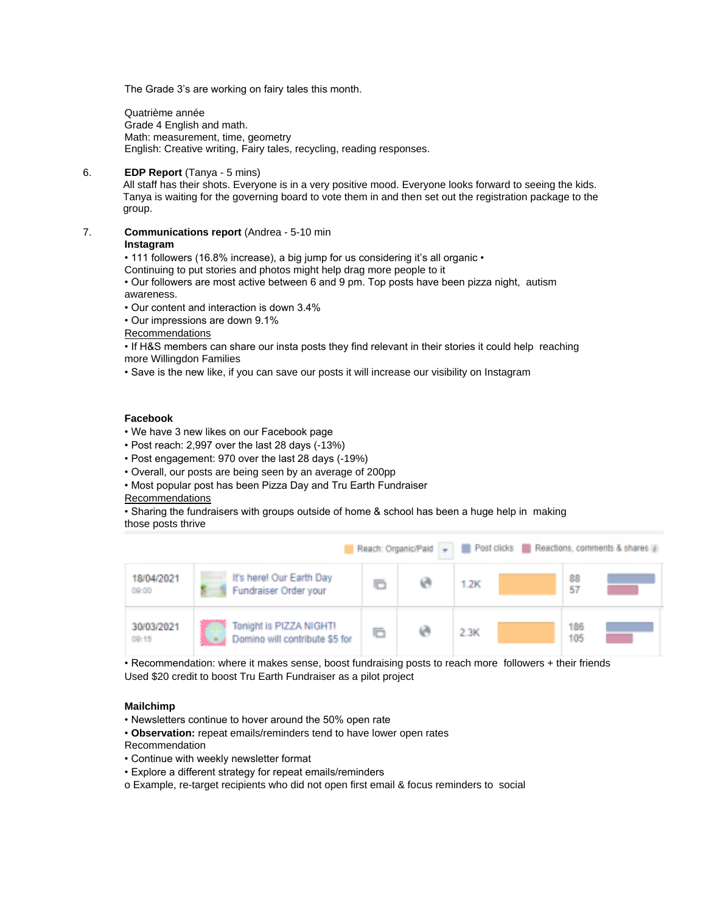The Grade 3's are working on fairy tales this month.

Quatrième année
Grade 4 English and math.
Math: measurement, time, geometry
English: Creative writing, Fairy tales, recycling, reading responses.

6. **EDP Report** (Tanya - 5 mins)
   All staff has their shots. Everyone is in a very positive mood. Everyone looks forward to seeing the kids. Tanya is waiting for the governing board to vote them in and then set out the registration package to the group.

7. **Communications report** (Andrea - 5-10 min
   **Instagram**
   • 111 followers (16.8% increase), a big jump for us considering it's all organic •
   Continuing to put stories and photos might help drag more people to it
   • Our followers are most active between 6 and 9 pm. Top posts have been pizza night, autism awareness.
   • Our content and interaction is down 3.4%
   • Our impressions are down 9.1%
   Recommendations
   • If H&S members can share our insta posts they find relevant in their stories it could help reaching more Willingdon Families
   • Save is the new like, if you can save our posts it will increase our visibility on Instagram

   **Facebook**
   • We have 3 new likes on our Facebook page
   • Post reach: 2,997 over the last 28 days (-13%)
   • Post engagement: 970 over the last 28 days (-19%)
   • Overall, our posts are being seen by an average of 200pp
   • Most popular post has been Pizza Day and Tru Earth Fundraiser
   Recommendations
   • Sharing the fundraisers with groups outside of home & school has been a huge help in making those posts thrive

| Date | Post | | | Reach: Organic/Paid | | Post clicks / Reactions, comments & shares | |
|---|---|---|---|---|---|---|---|
| 18/04/2021 09:00 | It's here! Our Earth Day Fundraiser Order your | | | 1.2K | | 88 / 57 | |
| 30/03/2021 09:15 | Tonight is PIZZA NIGHT! Domino will contribute $5 for | | | 2.3K | | 186 / 105 | |

   • Recommendation: where it makes sense, boost fundraising posts to reach more followers + their friends
   Used $20 credit to boost Tru Earth Fundraiser as a pilot project

   **Mailchimp**
   • Newsletters continue to hover around the 50% open rate
   • **Observation:** repeat emails/reminders tend to have lower open rates
   Recommendation
   • Continue with weekly newsletter format
   • Explore a different strategy for repeat emails/reminders
   o Example, re-target recipients who did not open first email & focus reminders to social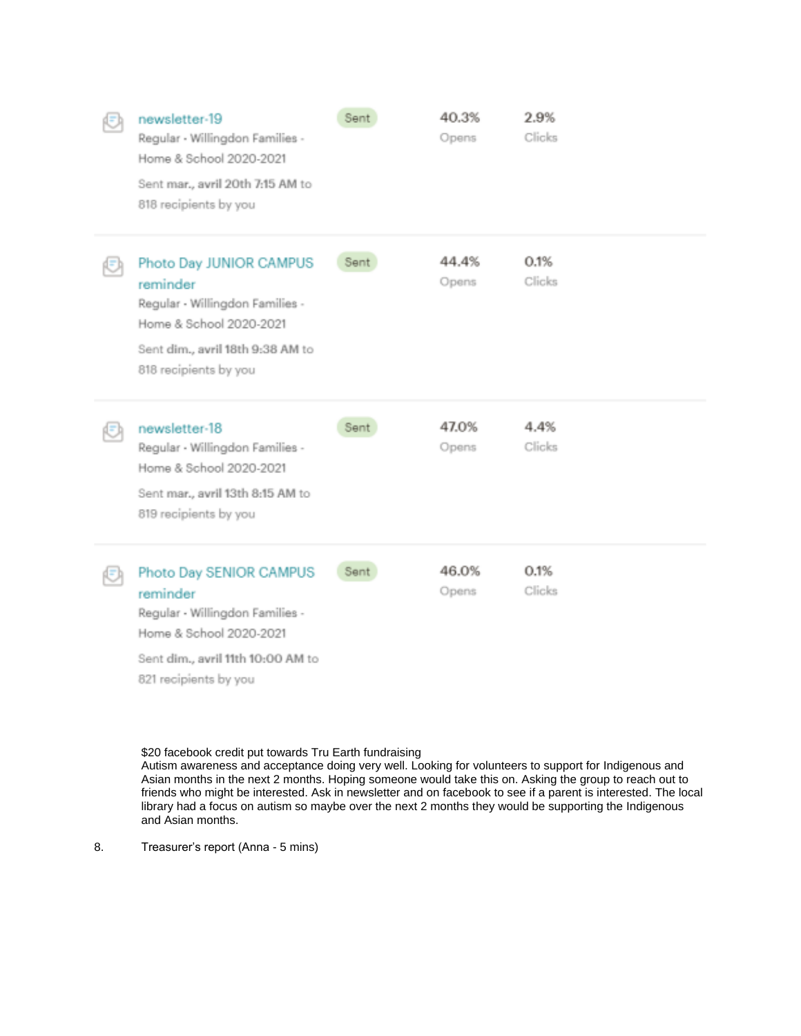| Campaign | Status | Opens | Clicks |
| --- | --- | --- | --- |
| newsletter-19<br>Regular - Willingdon Families - Home & School 2020-2021<br>Sent mar., avril 20th 7:15 AM to 818 recipients by you | Sent | 40.3% | 2.9% |
| Photo Day JUNIOR CAMPUS reminder<br>Regular - Willingdon Families - Home & School 2020-2021<br>Sent dim., avril 18th 9:38 AM to 818 recipients by you | Sent | 44.4% | 0.1% |
| newsletter-18<br>Regular - Willingdon Families - Home & School 2020-2021<br>Sent mar., avril 13th 8:15 AM to 819 recipients by you | Sent | 47.0% | 4.4% |
| Photo Day SENIOR CAMPUS reminder<br>Regular - Willingdon Families - Home & School 2020-2021<br>Sent dim., avril 11th 10:00 AM to 821 recipients by you | Sent | 46.0% | 0.1% |

$20 facebook credit put towards Tru Earth fundraising
Autism awareness and acceptance doing very well. Looking for volunteers to support for Indigenous and Asian months in the next 2 months. Hoping someone would take this on. Asking the group to reach out to friends who might be interested. Ask in newsletter and on facebook to see if a parent is interested. The local library had a focus on autism so maybe over the next 2 months they would be supporting the Indigenous and Asian months.

8. Treasurer's report (Anna - 5 mins)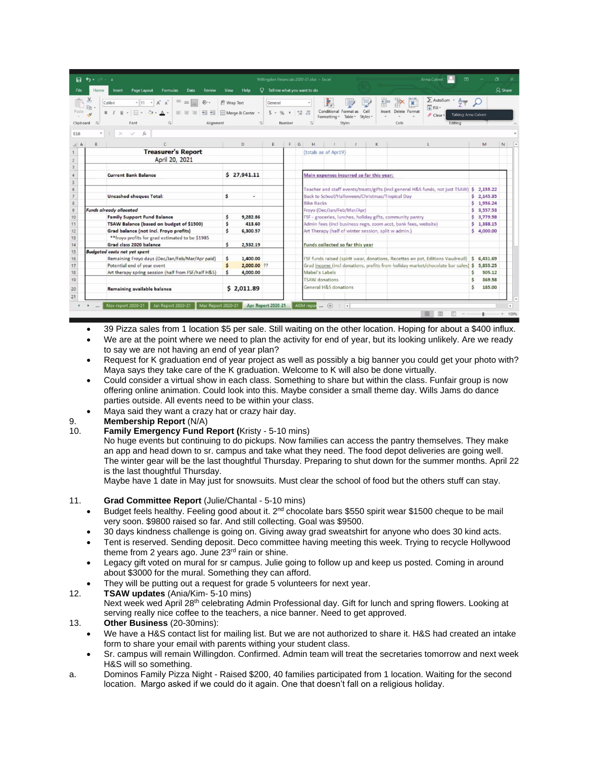| | Treasurer's Report | | |
|---|---|---|---|
| | April 20, 2021 | | |
| | | | |
| | Current Bank Balance | $ 27,941.11 | |
| | | | |
| | | | |
| | Uncashed cheques Total: | $ - | |
| | | | |
| *Funds already allocated* | | | |
| | Family Support Fund Balance | $ 9,282.86 | |
| | TSAW Balance (based on budget of $1500) | $ 413.60 | |
| | Grad balance (not incl. Froyo profits) | $ 6,300.57 | |
| | **froyo profits for grad estimated to be $1985 | | |
| | Grad class 2020 balance | $ 2,532.19 | |
| *Budgeted costs not yet spent* | | | |
| | Remaining Froyo days (Dec/Jan/Feb/Mar/Apr paid) | $ 1,400.00 | |
| | Potential end of year event | $ 2,000.00 | ?? |
| | Art therapy spring session (half from FSF/half H&S) | $ 4,000.00 | |
| | | | |
| | Remaining available balance | $ 2,011.89 | |

(totals as of Apr19)

| Main expenses incurred so far this year: | |
|---|---|
| Teacher and staff events/treats/gifts (incl general H&S funds, not just TSAW) | $ 2,155.22 |
| Back to School/Halloween/Christmas/Tropical Day | $ 2,145.35 |
| Bike Racks | $ 1,956.24 |
| Froyo (Dec/Jan/Feb/Mar/Apr) | $ 3,557.53 |
| FSF - groceries, lunches, holiday gifts, community pantry | $ 3,779.58 |
| Admin fees (incl business regn, zoom acct, bank fees, website) | $ 1,388.15 |
| Art Therapy (half of winter session, split w admin.) | $ 4,000.00 |
| **Funds collected so far this year** | |
| FSF funds raised (spirit wear, donations, Recettes en pot, Editions Vaudreuil) | $ 6,431.69 |
| Grad income (incl donations, profits from holiday market/chocolate bar sales) | $ 5,855.25 |
| Mabel's Labels | $ 505.12 |
| TSAW donations | $ 369.58 |
| General H&S donations | $ 185.00 |

- 39 Pizza sales from 1 location $5 per sale. Still waiting on the other location. Hoping for about a $400 influx.
- We are at the point where we need to plan the activity for end of year, but its looking unlikely. Are we ready to say we are not having an end of year plan?
- Request for K graduation end of year project as well as possibly a big banner you could get your photo with? Maya says they take care of the K graduation. Welcome to K will also be done virtually.
- Could consider a virtual show in each class. Something to share but within the class. Funfair group is now offering online animation. Could look into this. Maybe consider a small theme day. Wills Jams do dance parties outside. All events need to be within your class.
- Maya said they want a crazy hat or crazy hair day.

9. **Membership Report** (N/A)
10. **Family Emergency Fund Report (**Kristy - 5-10 mins)
    No huge events but continuing to do pickups. Now families can access the pantry themselves. They make an app and head down to sr. campus and take what they need. The food depot deliveries are going well. The winter gear will be the last thoughtful Thursday. Preparing to shut down for the summer months. April 22 is the last thoughtful Thursday.
    Maybe have 1 date in May just for snowsuits. Must clear the school of food but the others stuff can stay.

11. **Grad Committee Report** (Julie/Chantal - 5-10 mins)
    - Budget feels healthy. Feeling good about it. 2nd chocolate bars $550 spirit wear $1500 cheque to be mail very soon. $9800 raised so far. And still collecting. Goal was $9500.
    - 30 days kindness challenge is going on. Giving away grad sweatshirt for anyone who does 30 kind acts.
    - Tent is reserved. Sending deposit. Deco committee having meeting this week. Trying to recycle Hollywood theme from 2 years ago. June 23rd rain or shine.
    - Legacy gift voted on mural for sr campus. Julie going to follow up and keep us posted. Coming in around about $3000 for the mural. Something they can afford.
    - They will be putting out a request for grade 5 volunteers for next year.
12. **TSAW updates** (Ania/Kim- 5-10 mins)
    Next week wed April 28th celebrating Admin Professional day. Gift for lunch and spring flowers. Looking at serving really nice coffee to the teachers, a nice banner. Need to get approved.
13. **Other Business** (20-30mins):
    - We have a H&S contact list for mailing list. But we are not authorized to share it. H&S had created an intake form to share your email with parents within your student class.
    - Sr. campus will remain Willingdon. Confirmed. Admin team will treat the secretaries tomorrow and next week H&S will so something.

a. Dominos Family Pizza Night - Raised $200, 40 families participated from 1 location. Waiting for the second location. Margo asked if we could do it again. One that doesn't fall on a religious holiday.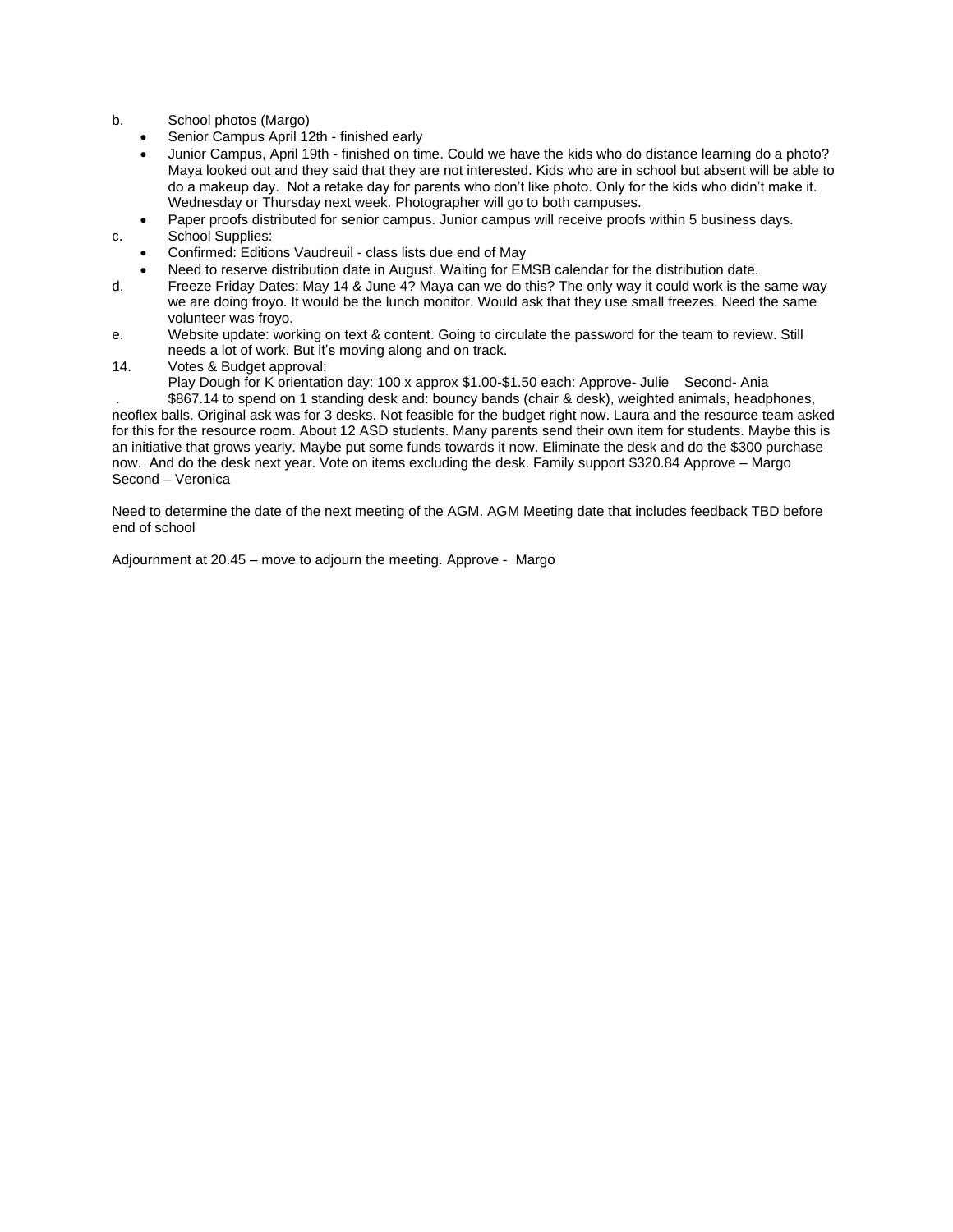b. School photos (Margo)

- Senior Campus April 12th - finished early
- Junior Campus, April 19th - finished on time. Could we have the kids who do distance learning do a photo? Maya looked out and they said that they are not interested. Kids who are in school but absent will be able to do a makeup day. Not a retake day for parents who don't like photo. Only for the kids who didn't make it. Wednesday or Thursday next week. Photographer will go to both campuses.
- Paper proofs distributed for senior campus. Junior campus will receive proofs within 5 business days.

c. School Supplies:

- Confirmed: Editions Vaudreuil - class lists due end of May
- Need to reserve distribution date in August. Waiting for EMSB calendar for the distribution date.

d. Freeze Friday Dates: May 14 & June 4? Maya can we do this? The only way it could work is the same way we are doing froyo. It would be the lunch monitor. Would ask that they use small freezes. Need the same volunteer was froyo.

e. Website update: working on text & content. Going to circulate the password for the team to review. Still needs a lot of work. But it's moving along and on track.

14. Votes & Budget approval:

Play Dough for K orientation day: 100 x approx $1.00-$1.50 each: Approve- Julie Second- Ania

. $867.14 to spend on 1 standing desk and: bouncy bands (chair & desk), weighted animals, headphones, neoflex balls. Original ask was for 3 desks. Not feasible for the budget right now. Laura and the resource team asked for this for the resource room. About 12 ASD students. Many parents send their own item for students. Maybe this is an initiative that grows yearly. Maybe put some funds towards it now. Eliminate the desk and do the $300 purchase now. And do the desk next year. Vote on items excluding the desk. Family support $320.84 Approve – Margo Second – Veronica

Need to determine the date of the next meeting of the AGM. AGM Meeting date that includes feedback TBD before end of school

Adjournment at 20.45 – move to adjourn the meeting. Approve - Margo